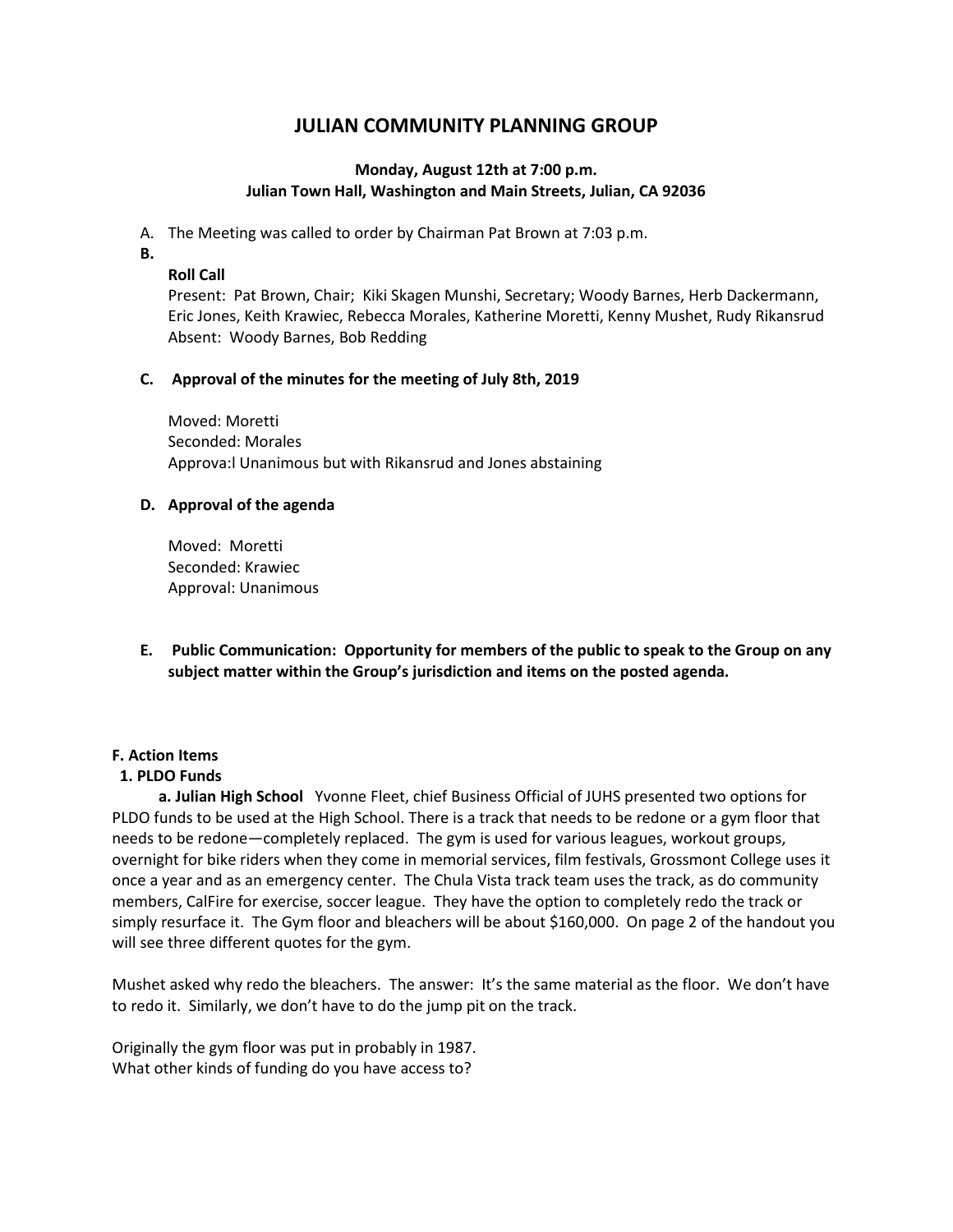# JULIAN COMMUNITY PLANNING GROUP

**Monday, August 12th at 7:00 p.m.**
**Julian Town Hall, Washington and Main Streets, Julian, CA 92036**

A. The Meeting was called to order by Chairman Pat Brown at 7:03 p.m.

**B.**

**Roll Call**
Present: Pat Brown, Chair; Kiki Skagen Munshi, Secretary; Woody Barnes, Herb Dackermann, Eric Jones, Keith Krawiec, Rebecca Morales, Katherine Moretti, Kenny Mushet, Rudy Rikansrud
Absent: Woody Barnes, Bob Redding

**C. Approval of the minutes for the meeting of July 8th, 2019**

Moved: Moretti
Seconded: Morales
Approva:l Unanimous but with Rikansrud and Jones abstaining

**D. Approval of the agenda**

Moved: Moretti
Seconded: Krawiec
Approval: Unanimous

**E. Public Communication: Opportunity for members of the public to speak to the Group on any subject matter within the Group's jurisdiction and items on the posted agenda.**

**F. Action Items**

**1. PLDO Funds**

**a. Julian High School** Yvonne Fleet, chief Business Official of JUHS presented two options for PLDO funds to be used at the High School. There is a track that needs to be redone or a gym floor that needs to be redone—completely replaced. The gym is used for various leagues, workout groups, overnight for bike riders when they come in memorial services, film festivals, Grossmont College uses it once a year and as an emergency center. The Chula Vista track team uses the track, as do community members, CalFire for exercise, soccer league. They have the option to completely redo the track or simply resurface it. The Gym floor and bleachers will be about $160,000. On page 2 of the handout you will see three different quotes for the gym.

Mushet asked why redo the bleachers. The answer: It's the same material as the floor. We don't have to redo it. Similarly, we don't have to do the jump pit on the track.

Originally the gym floor was put in probably in 1987.
What other kinds of funding do you have access to?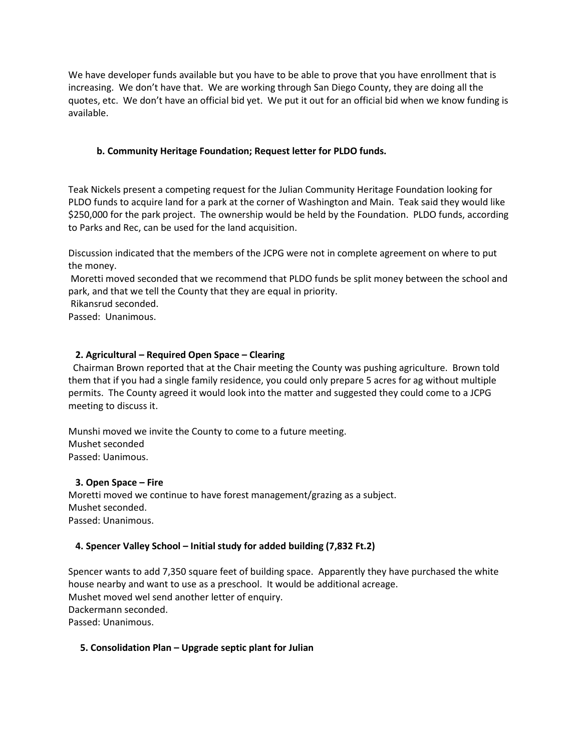We have developer funds available but you have to be able to prove that you have enrollment that is increasing. We don't have that. We are working through San Diego County, they are doing all the quotes, etc. We don't have an official bid yet. We put it out for an official bid when we know funding is available.

**b. Community Heritage Foundation; Request letter for PLDO funds.**

Teak Nickels present a competing request for the Julian Community Heritage Foundation looking for PLDO funds to acquire land for a park at the corner of Washington and Main. Teak said they would like $250,000 for the park project. The ownership would be held by the Foundation. PLDO funds, according to Parks and Rec, can be used for the land acquisition.

Discussion indicated that the members of the JCPG were not in complete agreement on where to put the money.

Moretti moved seconded that we recommend that PLDO funds be split money between the school and park, and that we tell the County that they are equal in priority.
Rikansrud seconded.
Passed: Unanimous.

**2. Agricultural – Required Open Space – Clearing**

Chairman Brown reported that at the Chair meeting the County was pushing agriculture. Brown told them that if you had a single family residence, you could only prepare 5 acres for ag without multiple permits. The County agreed it would look into the matter and suggested they could come to a JCPG meeting to discuss it.

Munshi moved we invite the County to come to a future meeting.
Mushet seconded
Passed: Uanimous.

**3. Open Space – Fire**

Moretti moved we continue to have forest management/grazing as a subject.
Mushet seconded.
Passed: Unanimous.

**4. Spencer Valley School – Initial study for added building (7,832 Ft.2)**

Spencer wants to add 7,350 square feet of building space. Apparently they have purchased the white house nearby and want to use as a preschool. It would be additional acreage.
Mushet moved wel send another letter of enquiry.
Dackermann seconded.
Passed: Unanimous.

**5. Consolidation Plan – Upgrade septic plant for Julian**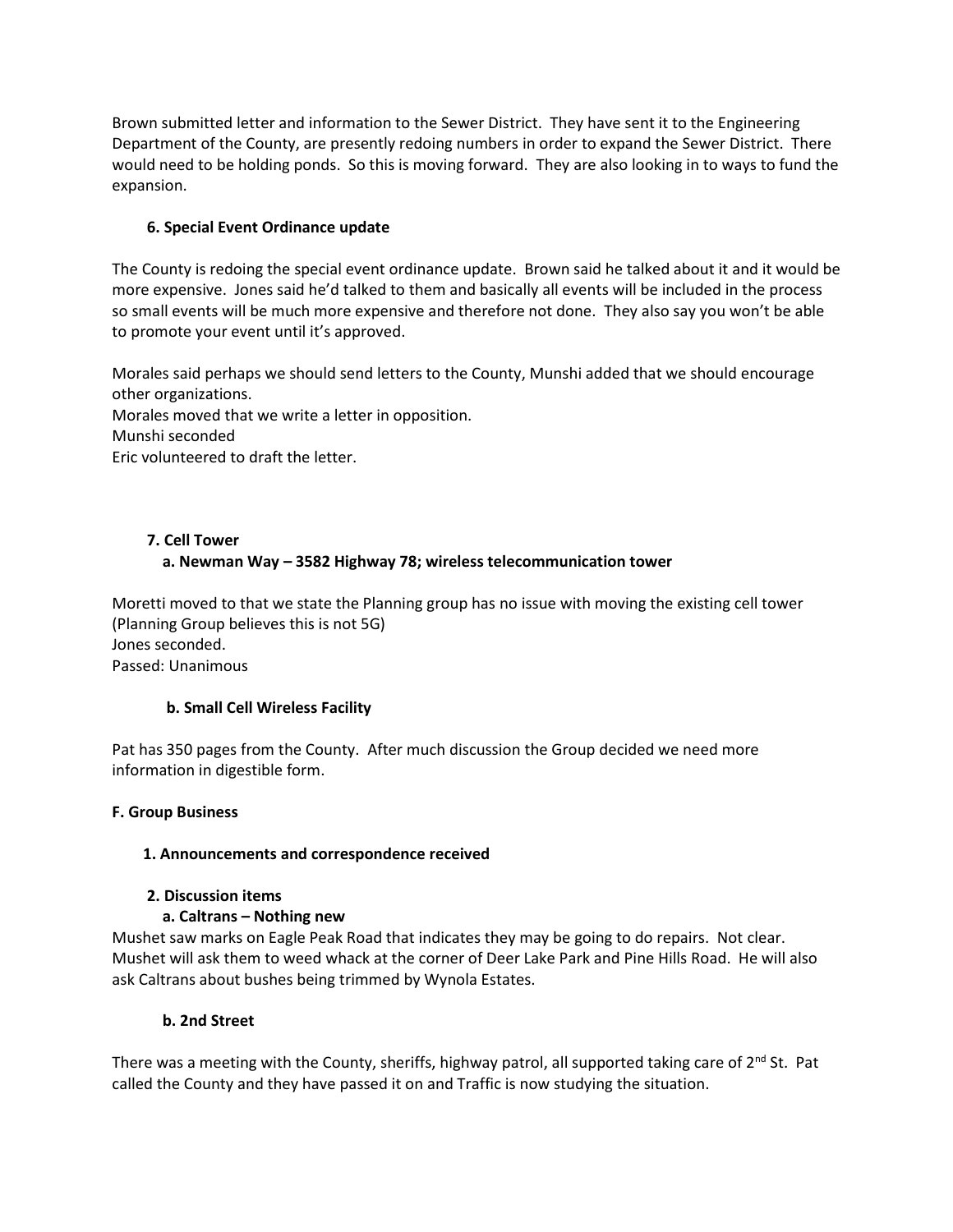Brown submitted letter and information to the Sewer District. They have sent it to the Engineering Department of the County, are presently redoing numbers in order to expand the Sewer District. There would need to be holding ponds. So this is moving forward. They are also looking in to ways to fund the expansion.

**6. Special Event Ordinance update**

The County is redoing the special event ordinance update. Brown said he talked about it and it would be more expensive. Jones said he'd talked to them and basically all events will be included in the process so small events will be much more expensive and therefore not done. They also say you won't be able to promote your event until it's approved.

Morales said perhaps we should send letters to the County, Munshi added that we should encourage other organizations.
Morales moved that we write a letter in opposition.
Munshi seconded
Eric volunteered to draft the letter.

**7. Cell Tower**

**a. Newman Way – 3582 Highway 78; wireless telecommunication tower**

Moretti moved to that we state the Planning group has no issue with moving the existing cell tower (Planning Group believes this is not 5G)
Jones seconded.
Passed: Unanimous

**b. Small Cell Wireless Facility**

Pat has 350 pages from the County. After much discussion the Group decided we need more information in digestible form.

**F. Group Business**

**1. Announcements and correspondence received**

**2. Discussion items**

**a. Caltrans – Nothing new**

Mushet saw marks on Eagle Peak Road that indicates they may be going to do repairs. Not clear. Mushet will ask them to weed whack at the corner of Deer Lake Park and Pine Hills Road. He will also ask Caltrans about bushes being trimmed by Wynola Estates.

**b. 2nd Street**

There was a meeting with the County, sheriffs, highway patrol, all supported taking care of 2nd St. Pat called the County and they have passed it on and Traffic is now studying the situation.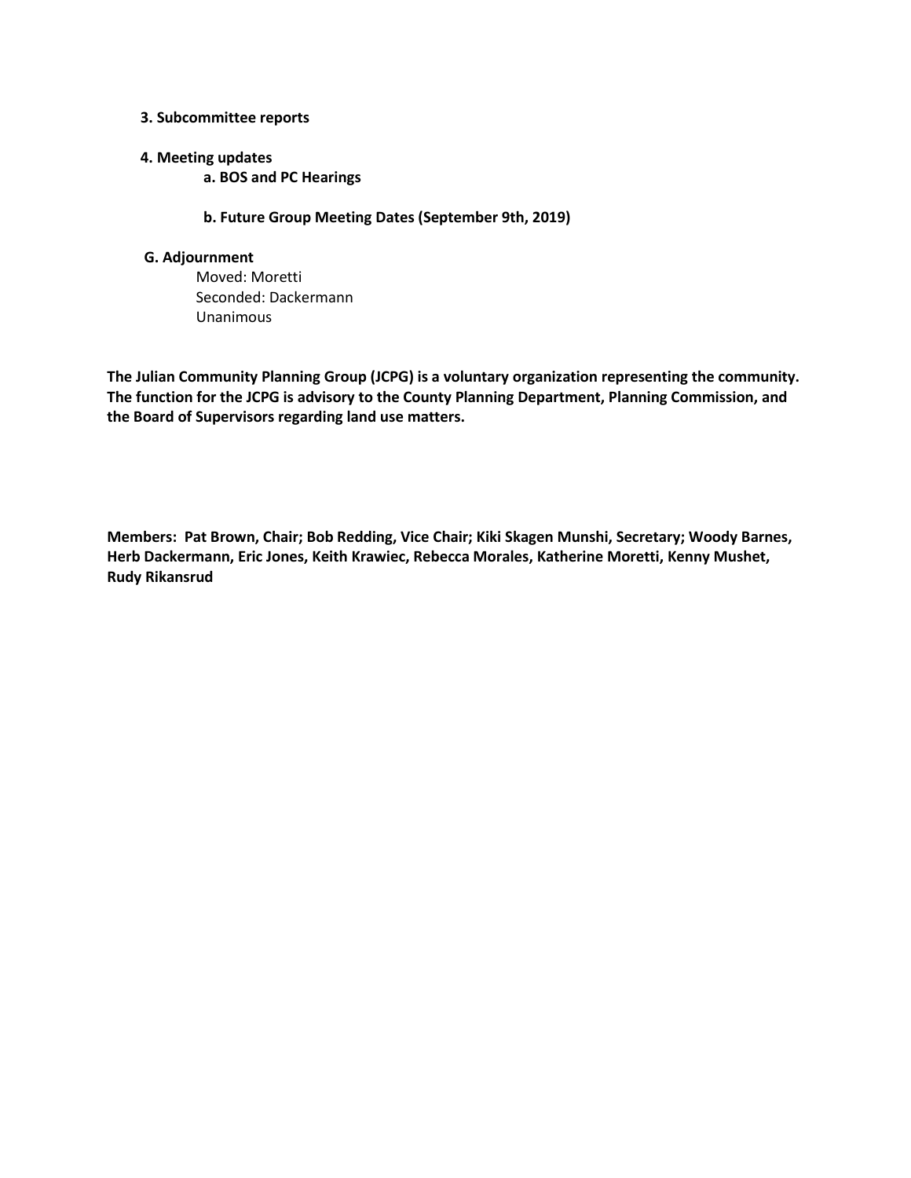**3. Subcommittee reports**

**4. Meeting updates**

**a. BOS and PC Hearings**

**b. Future Group Meeting Dates (September 9th, 2019)**

**G. Adjournment**

Moved: Moretti
Seconded: Dackermann
Unanimous

**The Julian Community Planning Group (JCPG) is a voluntary organization representing the community. The function for the JCPG is advisory to the County Planning Department, Planning Commission, and the Board of Supervisors regarding land use matters.**

**Members: Pat Brown, Chair; Bob Redding, Vice Chair; Kiki Skagen Munshi, Secretary; Woody Barnes, Herb Dackermann, Eric Jones, Keith Krawiec, Rebecca Morales, Katherine Moretti, Kenny Mushet, Rudy Rikansrud**